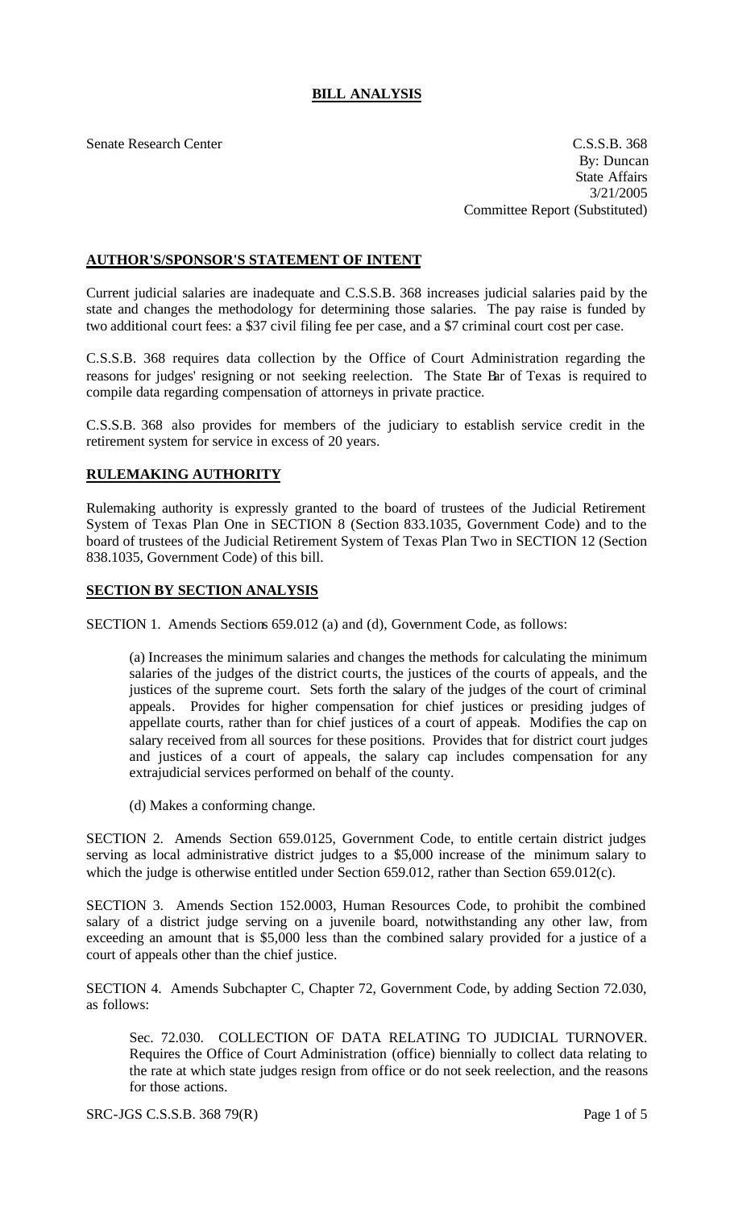# BILL ANALYSIS

Senate Research Center

C.S.S.B. 368
By: Duncan
State Affairs
3/21/2005
Committee Report (Substituted)

## AUTHOR'S/SPONSOR'S STATEMENT OF INTENT

Current judicial salaries are inadequate and C.S.S.B. 368 increases judicial salaries paid by the state and changes the methodology for determining those salaries. The pay raise is funded by two additional court fees: a $37 civil filing fee per case, and a $7 criminal court cost per case.

C.S.S.B. 368 requires data collection by the Office of Court Administration regarding the reasons for judges' resigning or not seeking reelection. The State Bar of Texas is required to compile data regarding compensation of attorneys in private practice.

C.S.S.B. 368 also provides for members of the judiciary to establish service credit in the retirement system for service in excess of 20 years.

## RULEMAKING AUTHORITY

Rulemaking authority is expressly granted to the board of trustees of the Judicial Retirement System of Texas Plan One in SECTION 8 (Section 833.1035, Government Code) and to the board of trustees of the Judicial Retirement System of Texas Plan Two in SECTION 12 (Section 838.1035, Government Code) of this bill.

## SECTION BY SECTION ANALYSIS

SECTION 1. Amends Sections 659.012 (a) and (d), Government Code, as follows:

(a) Increases the minimum salaries and changes the methods for calculating the minimum salaries of the judges of the district courts, the justices of the courts of appeals, and the justices of the supreme court. Sets forth the salary of the judges of the court of criminal appeals. Provides for higher compensation for chief justices or presiding judges of appellate courts, rather than for chief justices of a court of appeals. Modifies the cap on salary received from all sources for these positions. Provides that for district court judges and justices of a court of appeals, the salary cap includes compensation for any extrajudicial services performed on behalf of the county.

(d) Makes a conforming change.

SECTION 2. Amends Section 659.0125, Government Code, to entitle certain district judges serving as local administrative district judges to a $5,000 increase of the minimum salary to which the judge is otherwise entitled under Section 659.012, rather than Section 659.012(c).

SECTION 3. Amends Section 152.0003, Human Resources Code, to prohibit the combined salary of a district judge serving on a juvenile board, notwithstanding any other law, from exceeding an amount that is $5,000 less than the combined salary provided for a justice of a court of appeals other than the chief justice.

SECTION 4. Amends Subchapter C, Chapter 72, Government Code, by adding Section 72.030, as follows:

Sec. 72.030. COLLECTION OF DATA RELATING TO JUDICIAL TURNOVER. Requires the Office of Court Administration (office) biennially to collect data relating to the rate at which state judges resign from office or do not seek reelection, and the reasons for those actions.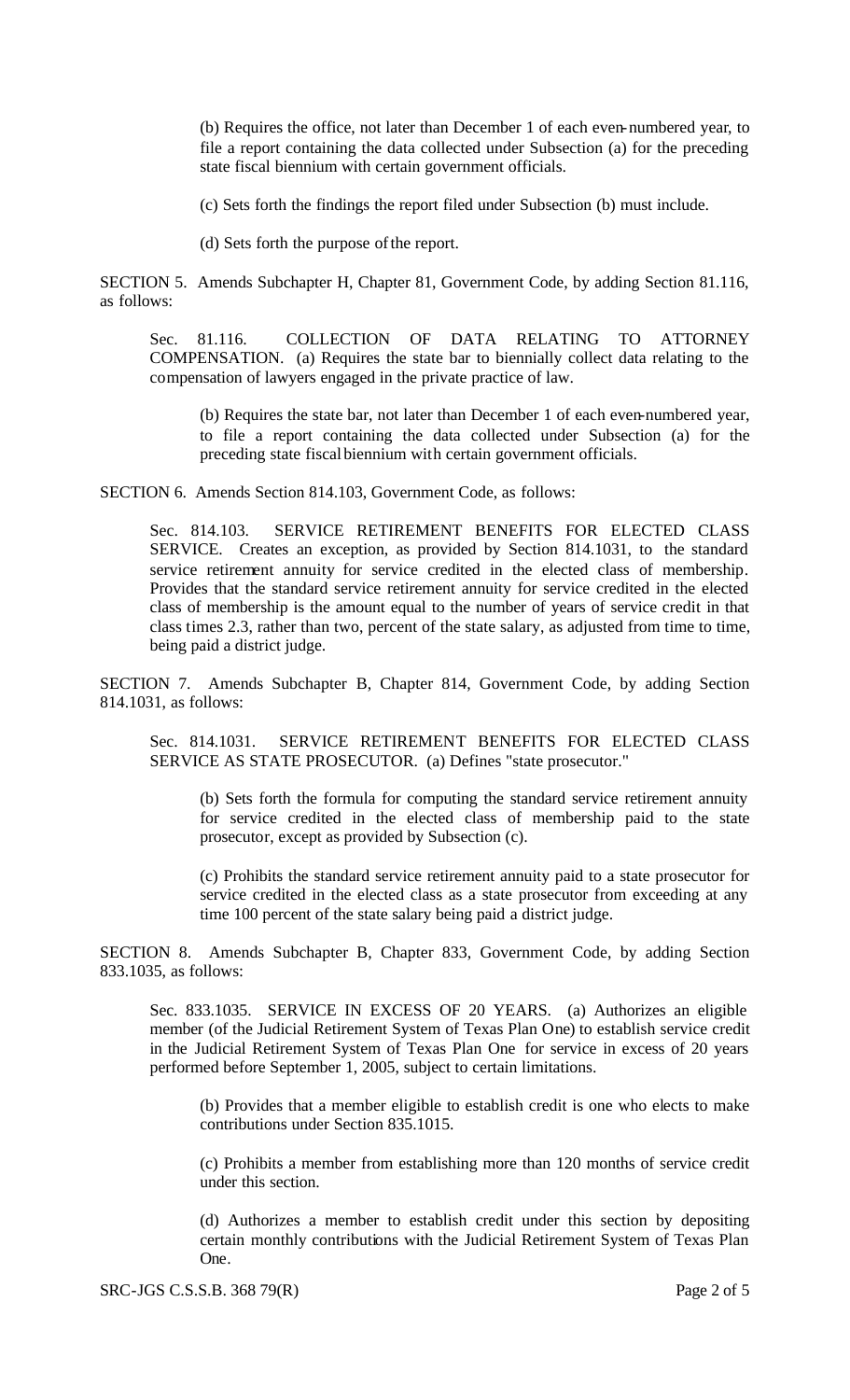(b) Requires the office, not later than December 1 of each even-numbered year, to file a report containing the data collected under Subsection (a) for the preceding state fiscal biennium with certain government officials.

(c) Sets forth the findings the report filed under Subsection (b) must include.

(d) Sets forth the purpose of the report.

SECTION 5. Amends Subchapter H, Chapter 81, Government Code, by adding Section 81.116, as follows:

Sec. 81.116. COLLECTION OF DATA RELATING TO ATTORNEY COMPENSATION. (a) Requires the state bar to biennially collect data relating to the compensation of lawyers engaged in the private practice of law.

(b) Requires the state bar, not later than December 1 of each even-numbered year, to file a report containing the data collected under Subsection (a) for the preceding state fiscal biennium with certain government officials.

SECTION 6. Amends Section 814.103, Government Code, as follows:

Sec. 814.103. SERVICE RETIREMENT BENEFITS FOR ELECTED CLASS SERVICE. Creates an exception, as provided by Section 814.1031, to the standard service retirement annuity for service credited in the elected class of membership. Provides that the standard service retirement annuity for service credited in the elected class of membership is the amount equal to the number of years of service credit in that class times 2.3, rather than two, percent of the state salary, as adjusted from time to time, being paid a district judge.

SECTION 7. Amends Subchapter B, Chapter 814, Government Code, by adding Section 814.1031, as follows:

Sec. 814.1031. SERVICE RETIREMENT BENEFITS FOR ELECTED CLASS SERVICE AS STATE PROSECUTOR. (a) Defines "state prosecutor."

(b) Sets forth the formula for computing the standard service retirement annuity for service credited in the elected class of membership paid to the state prosecutor, except as provided by Subsection (c).

(c) Prohibits the standard service retirement annuity paid to a state prosecutor for service credited in the elected class as a state prosecutor from exceeding at any time 100 percent of the state salary being paid a district judge.

SECTION 8. Amends Subchapter B, Chapter 833, Government Code, by adding Section 833.1035, as follows:

Sec. 833.1035. SERVICE IN EXCESS OF 20 YEARS. (a) Authorizes an eligible member (of the Judicial Retirement System of Texas Plan One) to establish service credit in the Judicial Retirement System of Texas Plan One for service in excess of 20 years performed before September 1, 2005, subject to certain limitations.

(b) Provides that a member eligible to establish credit is one who elects to make contributions under Section 835.1015.

(c) Prohibits a member from establishing more than 120 months of service credit under this section.

(d) Authorizes a member to establish credit under this section by depositing certain monthly contributions with the Judicial Retirement System of Texas Plan One.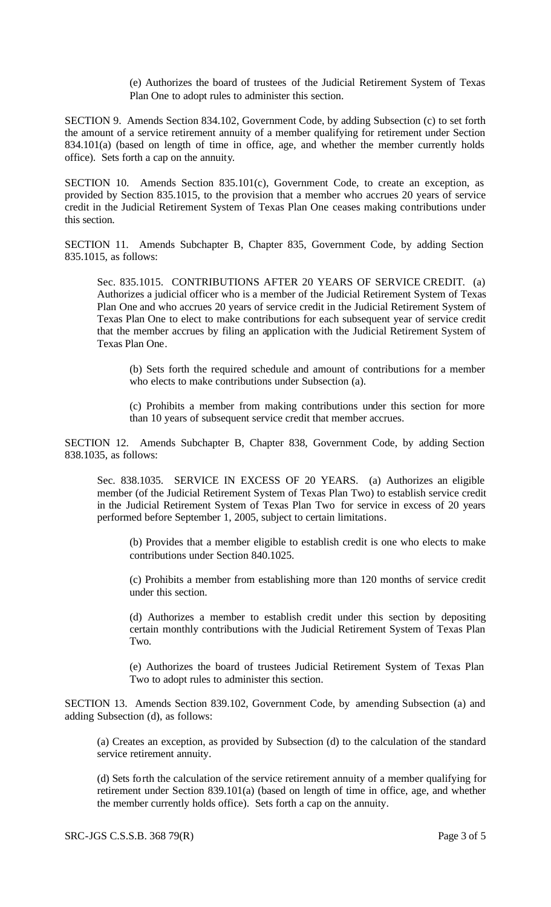(e) Authorizes the board of trustees of the Judicial Retirement System of Texas Plan One to adopt rules to administer this section.

SECTION 9. Amends Section 834.102, Government Code, by adding Subsection (c) to set forth the amount of a service retirement annuity of a member qualifying for retirement under Section 834.101(a) (based on length of time in office, age, and whether the member currently holds office). Sets forth a cap on the annuity.

SECTION 10. Amends Section 835.101(c), Government Code, to create an exception, as provided by Section 835.1015, to the provision that a member who accrues 20 years of service credit in the Judicial Retirement System of Texas Plan One ceases making contributions under this section.

SECTION 11. Amends Subchapter B, Chapter 835, Government Code, by adding Section 835.1015, as follows:

Sec. 835.1015. CONTRIBUTIONS AFTER 20 YEARS OF SERVICE CREDIT. (a) Authorizes a judicial officer who is a member of the Judicial Retirement System of Texas Plan One and who accrues 20 years of service credit in the Judicial Retirement System of Texas Plan One to elect to make contributions for each subsequent year of service credit that the member accrues by filing an application with the Judicial Retirement System of Texas Plan One.

(b) Sets forth the required schedule and amount of contributions for a member who elects to make contributions under Subsection (a).

(c) Prohibits a member from making contributions under this section for more than 10 years of subsequent service credit that member accrues.

SECTION 12. Amends Subchapter B, Chapter 838, Government Code, by adding Section 838.1035, as follows:

Sec. 838.1035. SERVICE IN EXCESS OF 20 YEARS. (a) Authorizes an eligible member (of the Judicial Retirement System of Texas Plan Two) to establish service credit in the Judicial Retirement System of Texas Plan Two for service in excess of 20 years performed before September 1, 2005, subject to certain limitations.

(b) Provides that a member eligible to establish credit is one who elects to make contributions under Section 840.1025.

(c) Prohibits a member from establishing more than 120 months of service credit under this section.

(d) Authorizes a member to establish credit under this section by depositing certain monthly contributions with the Judicial Retirement System of Texas Plan Two.

(e) Authorizes the board of trustees Judicial Retirement System of Texas Plan Two to adopt rules to administer this section.

SECTION 13. Amends Section 839.102, Government Code, by amending Subsection (a) and adding Subsection (d), as follows:

(a) Creates an exception, as provided by Subsection (d) to the calculation of the standard service retirement annuity.

(d) Sets forth the calculation of the service retirement annuity of a member qualifying for retirement under Section 839.101(a) (based on length of time in office, age, and whether the member currently holds office). Sets forth a cap on the annuity.

SRC-JGS C.S.S.B. 368 79(R)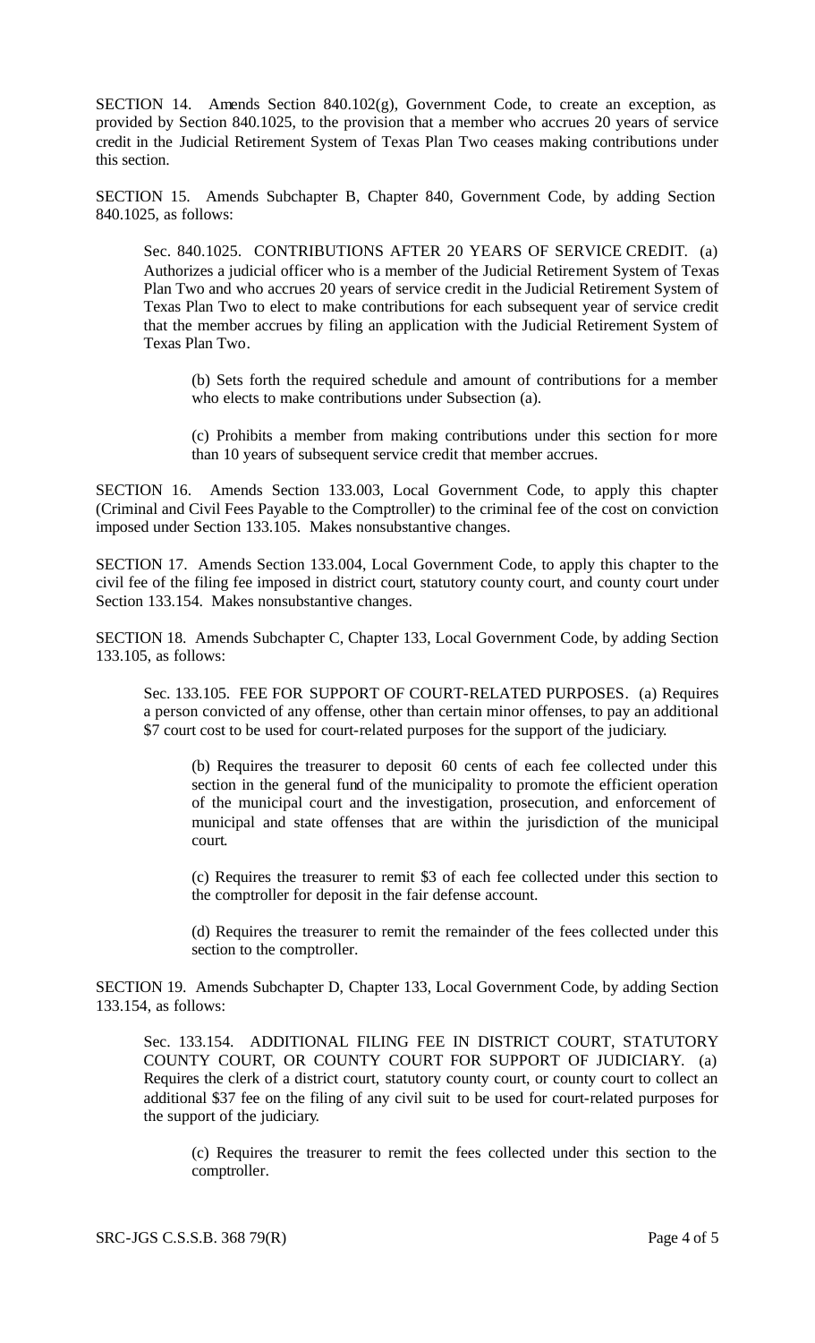SECTION 14. Amends Section 840.102(g), Government Code, to create an exception, as provided by Section 840.1025, to the provision that a member who accrues 20 years of service credit in the Judicial Retirement System of Texas Plan Two ceases making contributions under this section.

SECTION 15. Amends Subchapter B, Chapter 840, Government Code, by adding Section 840.1025, as follows:

> Sec. 840.1025. CONTRIBUTIONS AFTER 20 YEARS OF SERVICE CREDIT. (a) Authorizes a judicial officer who is a member of the Judicial Retirement System of Texas Plan Two and who accrues 20 years of service credit in the Judicial Retirement System of Texas Plan Two to elect to make contributions for each subsequent year of service credit that the member accrues by filing an application with the Judicial Retirement System of Texas Plan Two.
>
> > (b) Sets forth the required schedule and amount of contributions for a member who elects to make contributions under Subsection (a).
> >
> > (c) Prohibits a member from making contributions under this section for more than 10 years of subsequent service credit that member accrues.

SECTION 16. Amends Section 133.003, Local Government Code, to apply this chapter (Criminal and Civil Fees Payable to the Comptroller) to the criminal fee of the cost on conviction imposed under Section 133.105. Makes nonsubstantive changes.

SECTION 17. Amends Section 133.004, Local Government Code, to apply this chapter to the civil fee of the filing fee imposed in district court, statutory county court, and county court under Section 133.154. Makes nonsubstantive changes.

SECTION 18. Amends Subchapter C, Chapter 133, Local Government Code, by adding Section 133.105, as follows:

> Sec. 133.105. FEE FOR SUPPORT OF COURT-RELATED PURPOSES. (a) Requires a person convicted of any offense, other than certain minor offenses, to pay an additional $7 court cost to be used for court-related purposes for the support of the judiciary.
>
> > (b) Requires the treasurer to deposit 60 cents of each fee collected under this section in the general fund of the municipality to promote the efficient operation of the municipal court and the investigation, prosecution, and enforcement of municipal and state offenses that are within the jurisdiction of the municipal court.
> >
> > (c) Requires the treasurer to remit $3 of each fee collected under this section to the comptroller for deposit in the fair defense account.
> >
> > (d) Requires the treasurer to remit the remainder of the fees collected under this section to the comptroller.

SECTION 19. Amends Subchapter D, Chapter 133, Local Government Code, by adding Section 133.154, as follows:

> Sec. 133.154. ADDITIONAL FILING FEE IN DISTRICT COURT, STATUTORY COUNTY COURT, OR COUNTY COURT FOR SUPPORT OF JUDICIARY. (a) Requires the clerk of a district court, statutory county court, or county court to collect an additional $37 fee on the filing of any civil suit to be used for court-related purposes for the support of the judiciary.
>
> > (c) Requires the treasurer to remit the fees collected under this section to the comptroller.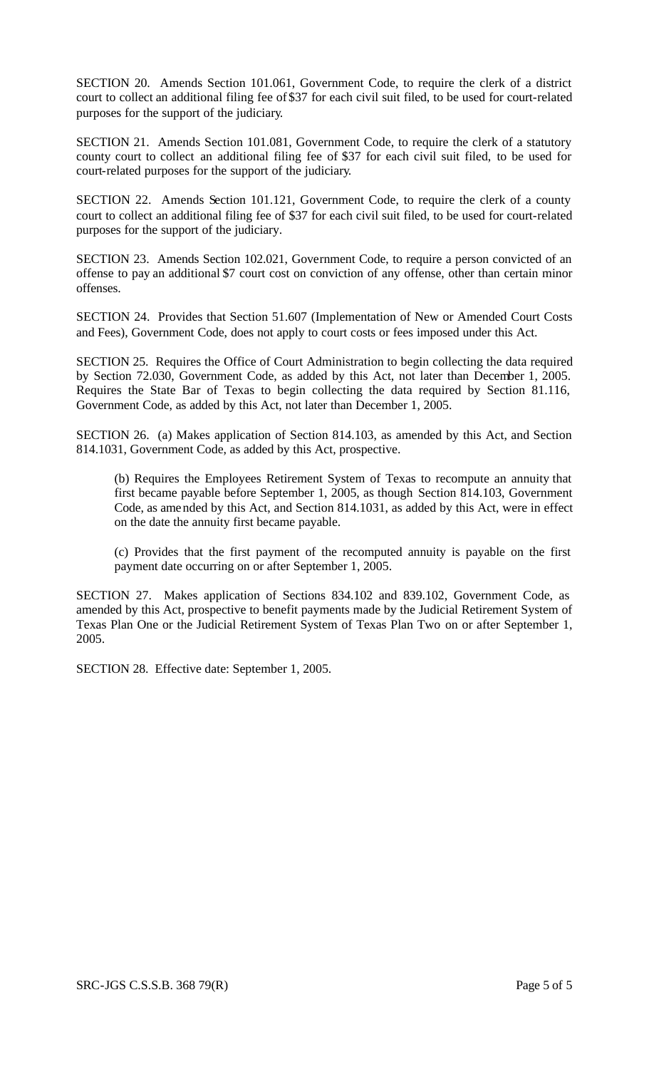SECTION 20. Amends Section 101.061, Government Code, to require the clerk of a district court to collect an additional filing fee of $37 for each civil suit filed, to be used for court-related purposes for the support of the judiciary.

SECTION 21. Amends Section 101.081, Government Code, to require the clerk of a statutory county court to collect an additional filing fee of $37 for each civil suit filed, to be used for court-related purposes for the support of the judiciary.

SECTION 22. Amends Section 101.121, Government Code, to require the clerk of a county court to collect an additional filing fee of $37 for each civil suit filed, to be used for court-related purposes for the support of the judiciary.

SECTION 23. Amends Section 102.021, Government Code, to require a person convicted of an offense to pay an additional $7 court cost on conviction of any offense, other than certain minor offenses.

SECTION 24. Provides that Section 51.607 (Implementation of New or Amended Court Costs and Fees), Government Code, does not apply to court costs or fees imposed under this Act.

SECTION 25. Requires the Office of Court Administration to begin collecting the data required by Section 72.030, Government Code, as added by this Act, not later than December 1, 2005. Requires the State Bar of Texas to begin collecting the data required by Section 81.116, Government Code, as added by this Act, not later than December 1, 2005.

SECTION 26. (a) Makes application of Section 814.103, as amended by this Act, and Section 814.1031, Government Code, as added by this Act, prospective.

(b) Requires the Employees Retirement System of Texas to recompute an annuity that first became payable before September 1, 2005, as though Section 814.103, Government Code, as amended by this Act, and Section 814.1031, as added by this Act, were in effect on the date the annuity first became payable.

(c) Provides that the first payment of the recomputed annuity is payable on the first payment date occurring on or after September 1, 2005.

SECTION 27. Makes application of Sections 834.102 and 839.102, Government Code, as amended by this Act, prospective to benefit payments made by the Judicial Retirement System of Texas Plan One or the Judicial Retirement System of Texas Plan Two on or after September 1, 2005.

SECTION 28. Effective date: September 1, 2005.